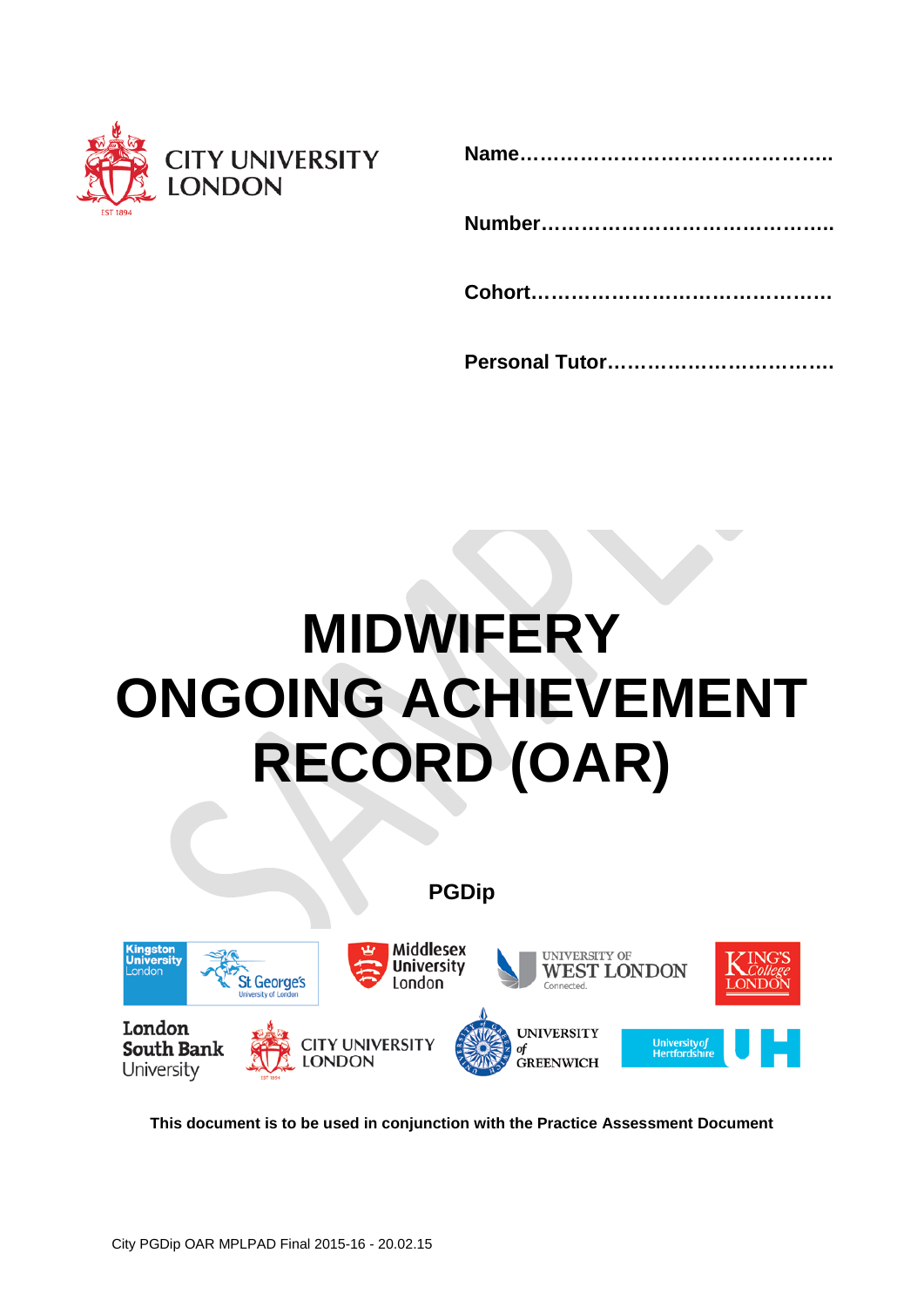CITY UNIVERSITY LONDON

**Name……………………………………….**

**Number…………………………………….**

**Cohort…………………………………….**

**Personal Tutor…………………………….**

# MIDWIFERY ONGOING ACHIEVEMENT RECORD (OAR)

**PGDip**

Kingston University London | St George's University of London | Middlesex University London | University of West London | King's College London | London South Bank University | City University London | University of Greenwich | University of Hertfordshire

**This document is to be used in conjunction with the Practice Assessment Document**

City PGDip OAR MPLPAD Final 2015-16 - 20.02.15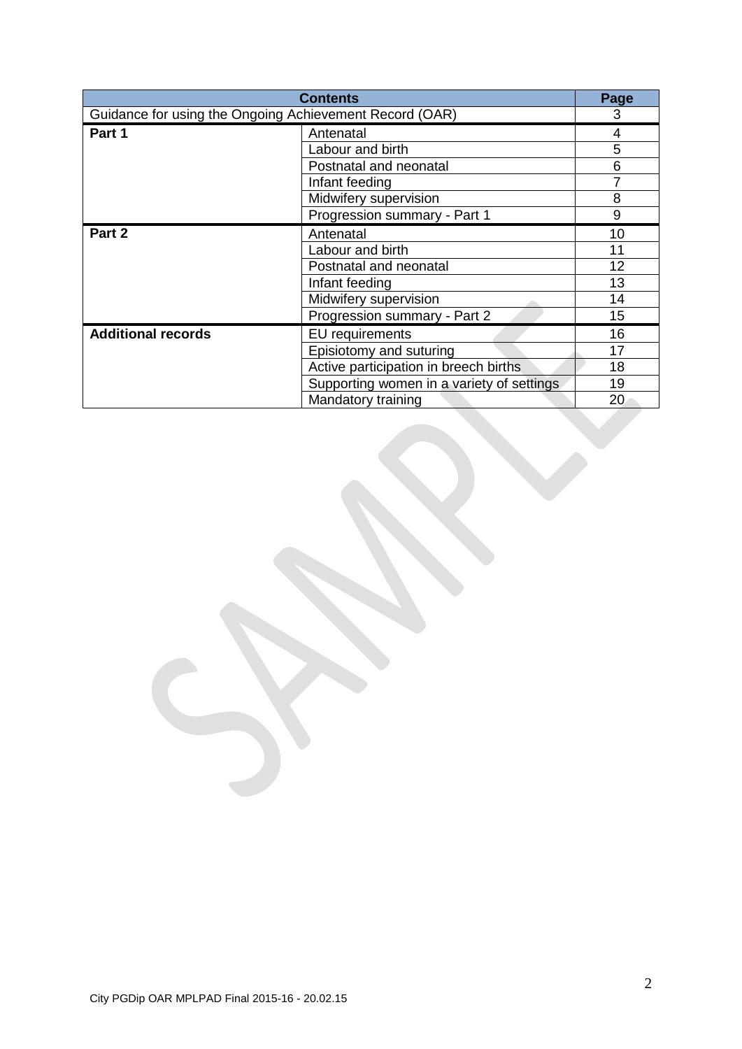| Contents | | Page |
|---|---|---|
| Guidance for using the Ongoing Achievement Record (OAR) | | 3 |
| **Part 1** | Antenatal | 4 |
| | Labour and birth | 5 |
| | Postnatal and neonatal | 6 |
| | Infant feeding | 7 |
| | Midwifery supervision | 8 |
| | Progression summary - Part 1 | 9 |
| **Part 2** | Antenatal | 10 |
| | Labour and birth | 11 |
| | Postnatal and neonatal | 12 |
| | Infant feeding | 13 |
| | Midwifery supervision | 14 |
| | Progression summary - Part 2 | 15 |
| **Additional records** | EU requirements | 16 |
| | Episiotomy and suturing | 17 |
| | Active participation in breech births | 18 |
| | Supporting women in a variety of settings | 19 |
| | Mandatory training | 20 |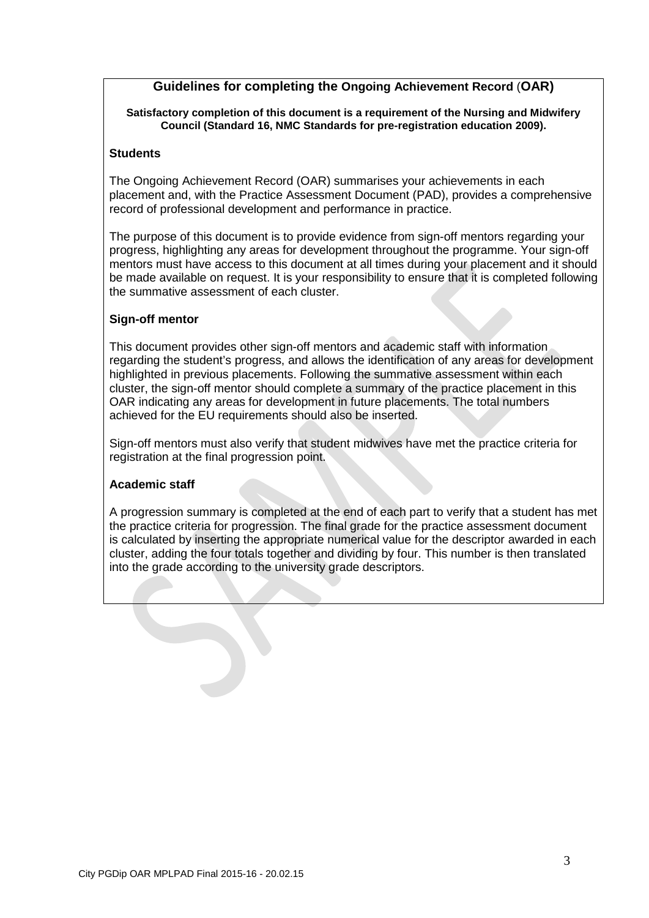## Guidelines for completing the Ongoing Achievement Record (OAR)

**Satisfactory completion of this document is a requirement of the Nursing and Midwifery Council (Standard 16, NMC Standards for pre-registration education 2009).**

### Students

The Ongoing Achievement Record (OAR) summarises your achievements in each placement and, with the Practice Assessment Document (PAD), provides a comprehensive record of professional development and performance in practice.

The purpose of this document is to provide evidence from sign-off mentors regarding your progress, highlighting any areas for development throughout the programme. Your sign-off mentors must have access to this document at all times during your placement and it should be made available on request. It is your responsibility to ensure that it is completed following the summative assessment of each cluster.

### Sign-off mentor

This document provides other sign-off mentors and academic staff with information regarding the student's progress, and allows the identification of any areas for development highlighted in previous placements. Following the summative assessment within each cluster, the sign-off mentor should complete a summary of the practice placement in this OAR indicating any areas for development in future placements. The total numbers achieved for the EU requirements should also be inserted.

Sign-off mentors must also verify that student midwives have met the practice criteria for registration at the final progression point.

### Academic staff

A progression summary is completed at the end of each part to verify that a student has met the practice criteria for progression. The final grade for the practice assessment document is calculated by inserting the appropriate numerical value for the descriptor awarded in each cluster, adding the four totals together and dividing by four. This number is then translated into the grade according to the university grade descriptors.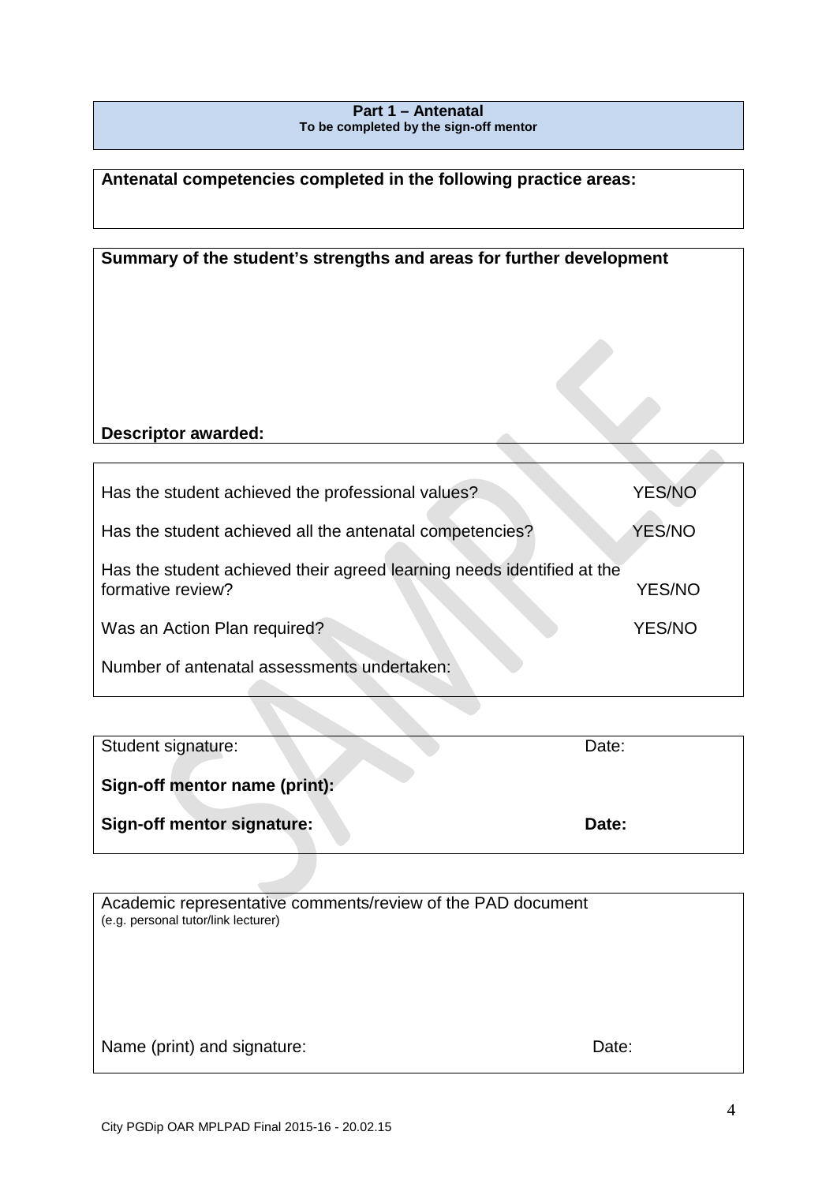## Part 1 – Antenatal

**To be completed by the sign-off mentor**

**Antenatal competencies completed in the following practice areas:**

**Summary of the student's strengths and areas for further development**

**Descriptor awarded:**

| | |
|---|---|
| Has the student achieved the professional values? | YES/NO |
| Has the student achieved all the antenatal competencies? | YES/NO |
| Has the student achieved their agreed learning needs identified at the formative review? | YES/NO |
| Was an Action Plan required? | YES/NO |
| Number of antenatal assessments undertaken: | |

| | |
|---|---|
| Student signature: | Date: |
| **Sign-off mentor name (print):** | |
| **Sign-off mentor signature:** | **Date:** |

Academic representative comments/review of the PAD document
(e.g. personal tutor/link lecturer)

| | |
|---|---|
| Name (print) and signature: | Date: |

City PGDip OAR MPLPAD Final 2015-16 - 20.02.15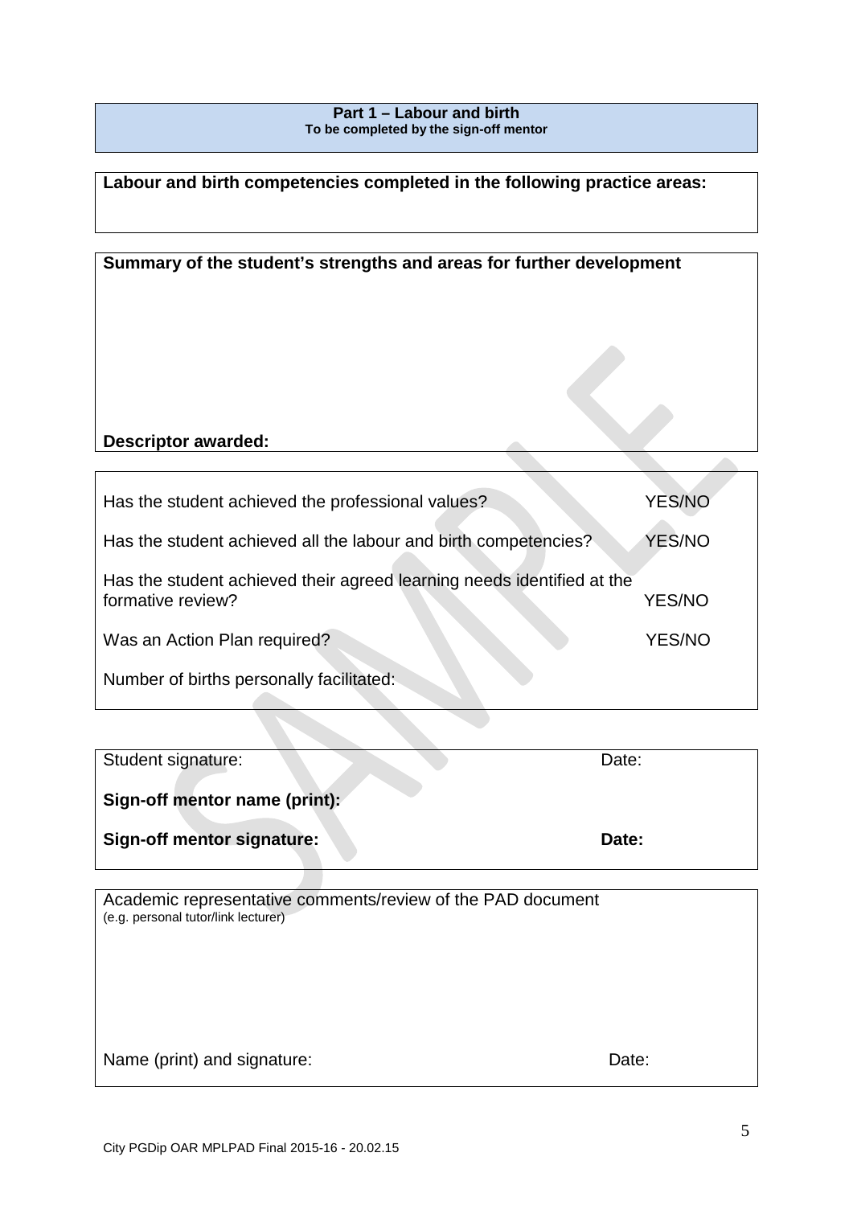## Part 1 – Labour and birth

**To be completed by the sign-off mentor**

**Labour and birth competencies completed in the following practice areas:**

**Summary of the student's strengths and areas for further development**

**Descriptor awarded:**

| | |
|---|---|
| Has the student achieved the professional values? | YES/NO |
| Has the student achieved all the labour and birth competencies? | YES/NO |
| Has the student achieved their agreed learning needs identified at the formative review? | YES/NO |
| Was an Action Plan required? | YES/NO |
| Number of births personally facilitated: | |

Student signature: Date:

**Sign-off mentor name (print):**

**Sign-off mentor signature:** **Date:**

Academic representative comments/review of the PAD document
(e.g. personal tutor/link lecturer)

Name (print) and signature: Date:

City PGDip OAR MPLPAD Final 2015-16 - 20.02.15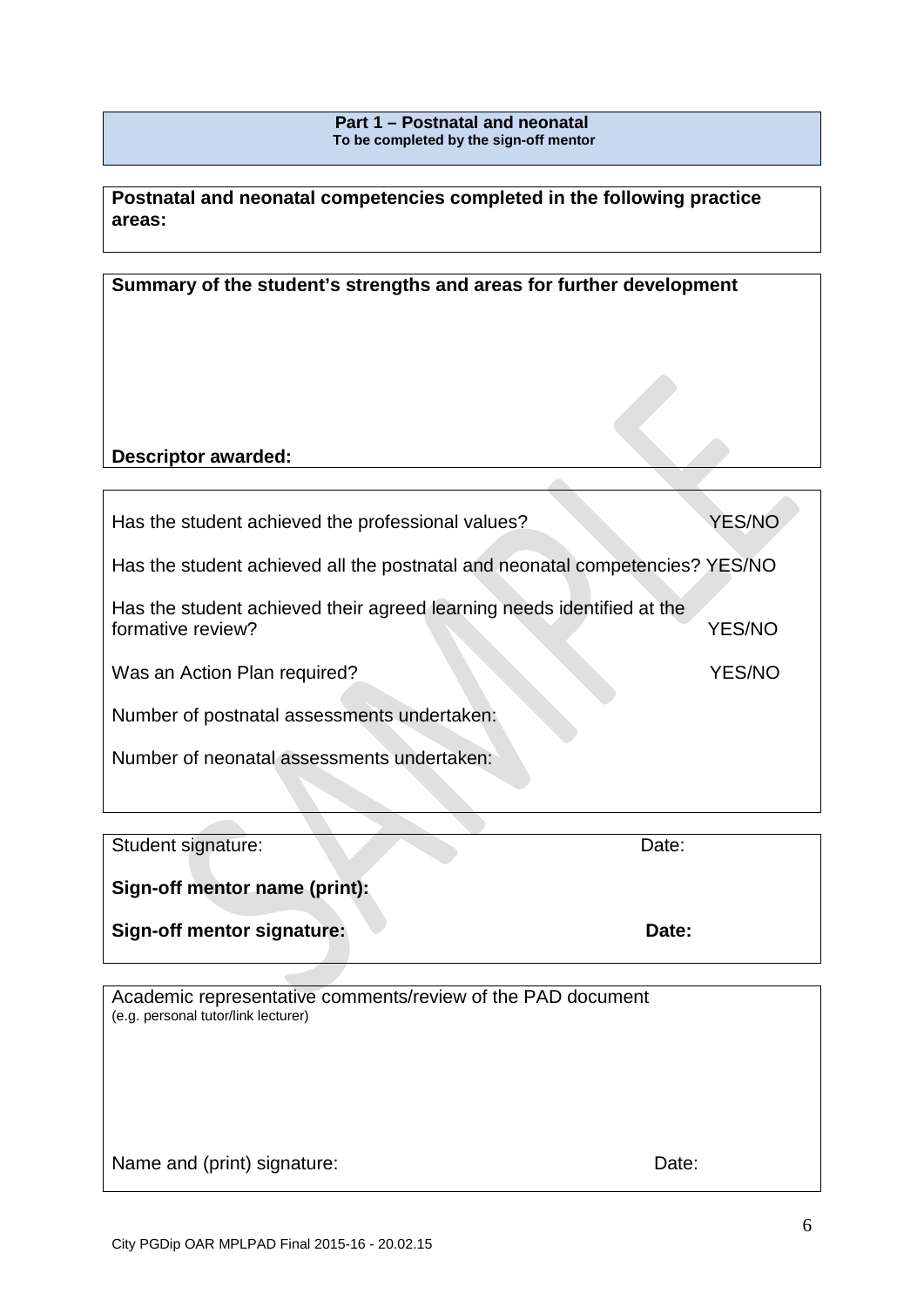**Part 1 – Postnatal and neonatal**
**To be completed by the sign-off mentor**

**Postnatal and neonatal competencies completed in the following practice areas:**

**Summary of the student's strengths and areas for further development**

**Descriptor awarded:**

Has the student achieved the professional values? YES/NO

Has the student achieved all the postnatal and neonatal competencies? YES/NO

Has the student achieved their agreed learning needs identified at the formative review? YES/NO

Was an Action Plan required? YES/NO

Number of postnatal assessments undertaken:

Number of neonatal assessments undertaken:

Student signature: Date:

**Sign-off mentor name (print):**

**Sign-off mentor signature: Date:**

Academic representative comments/review of the PAD document
(e.g. personal tutor/link lecturer)

Name and (print) signature: Date:

City PGDip OAR MPLPAD Final 2015-16 - 20.02.15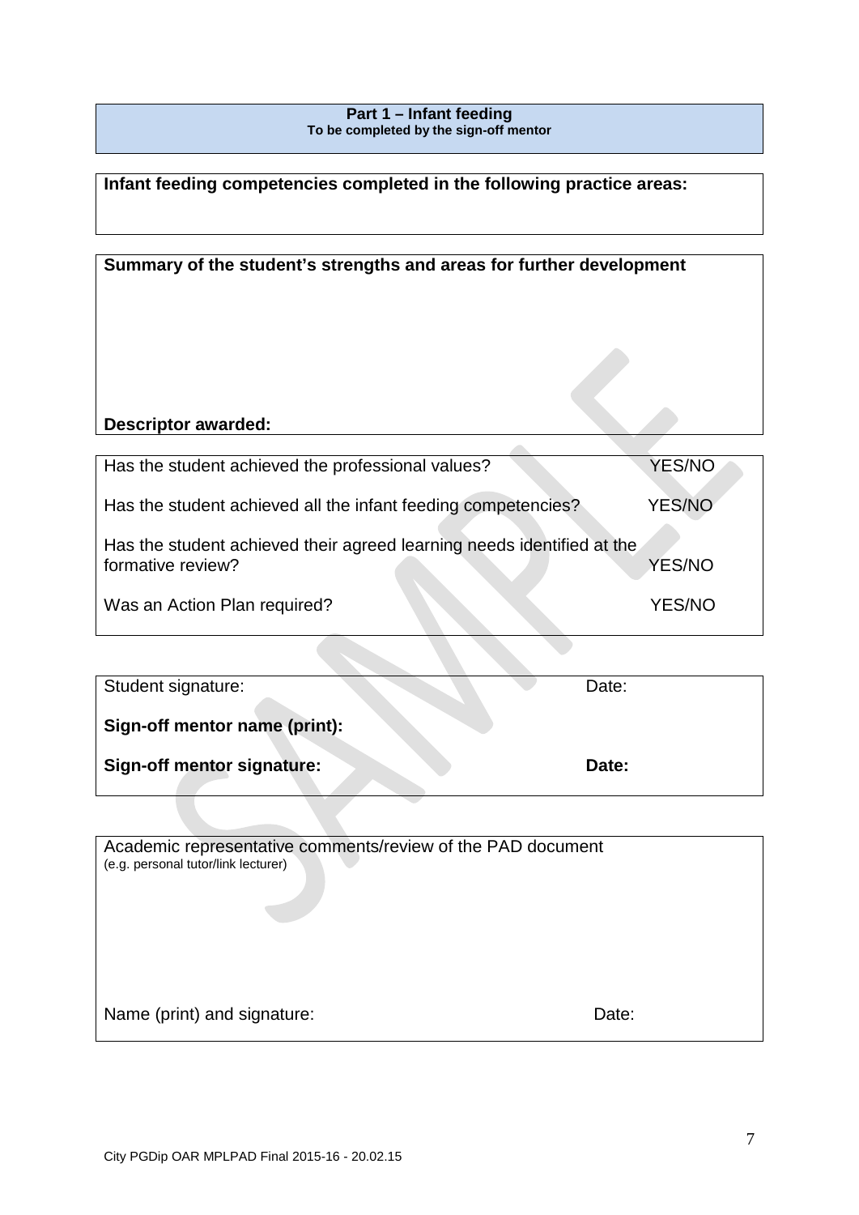**Part 1 – Infant feeding**
**To be completed by the sign-off mentor**

**Infant feeding competencies completed in the following practice areas:**

**Summary of the student's strengths and areas for further development**

**Descriptor awarded:**

| | |
|---|---|
| Has the student achieved the professional values? | YES/NO |
| Has the student achieved all the infant feeding competencies? | YES/NO |
| Has the student achieved their agreed learning needs identified at the formative review? | YES/NO |
| Was an Action Plan required? | YES/NO |

Student signature: Date:

**Sign-off mentor name (print):**

**Sign-off mentor signature:** **Date:**

Academic representative comments/review of the PAD document
(e.g. personal tutor/link lecturer)

Name (print) and signature: Date:

City PGDip OAR MPLPAD Final 2015-16 - 20.02.15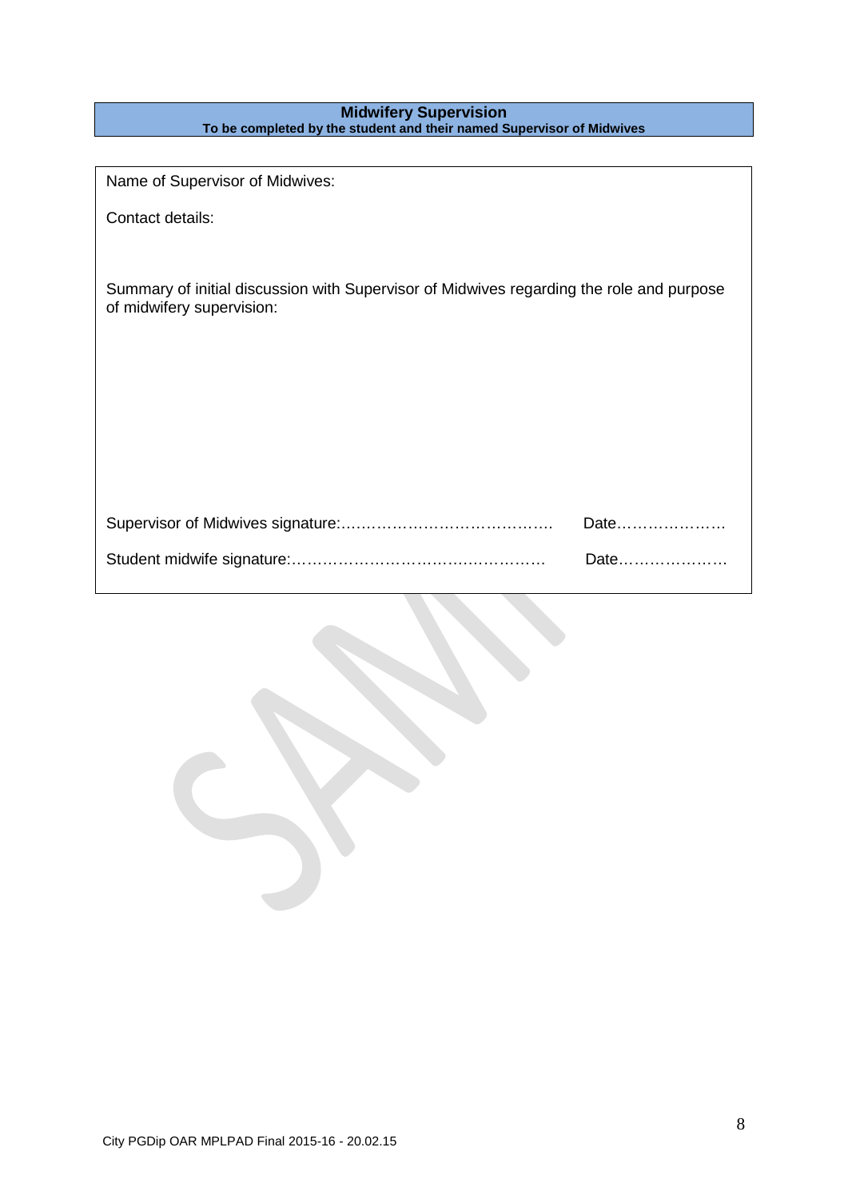## Midwifery Supervision

**To be completed by the student and their named Supervisor of Midwives**

Name of Supervisor of Midwives:

Contact details:

Summary of initial discussion with Supervisor of Midwives regarding the role and purpose of midwifery supervision:

Supervisor of Midwives signature:…………………………………… Date…………………

Student midwife signature:………………………………………… Date…………………

City PGDip OAR MPLPAD Final 2015-16 - 20.02.15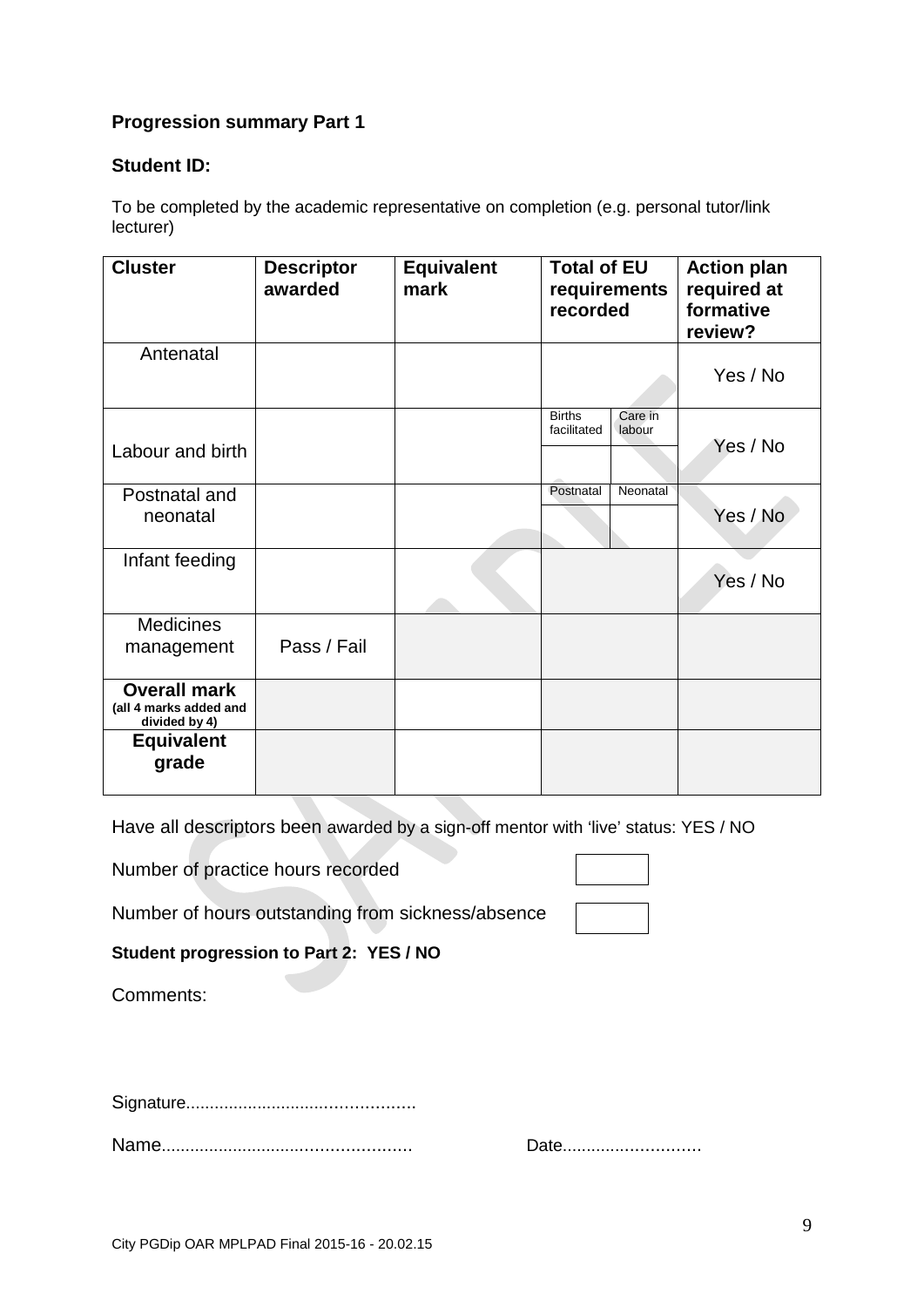**Progression summary Part 1**

**Student ID:**

To be completed by the academic representative on completion (e.g. personal tutor/link lecturer)

| Cluster | Descriptor awarded | Equivalent mark | Total of EU requirements recorded | | Action plan required at formative review? |
|---|---|---|---|---|---|
| Antenatal | | | | | Yes / No |
| Labour and birth | | | Births facilitated | Care in labour | Yes / No |
| | | | | | |
| Postnatal and neonatal | | | Postnatal | Neonatal | Yes / No |
| | | | | | |
| Infant feeding | | | | | Yes / No |
| Medicines management | Pass / Fail | | | | |
| **Overall mark** (all 4 marks added and divided by 4) | | | | | |
| **Equivalent grade** | | | | | |

Have all descriptors been awarded by a sign-off mentor with 'live' status: YES / NO

Number of practice hours recorded

Number of hours outstanding from sickness/absence

**Student progression to Part 2: YES / NO**

Comments:

Signature..............................................

Name.................................................. Date............................

City PGDip OAR MPLPAD Final 2015-16 - 20.02.15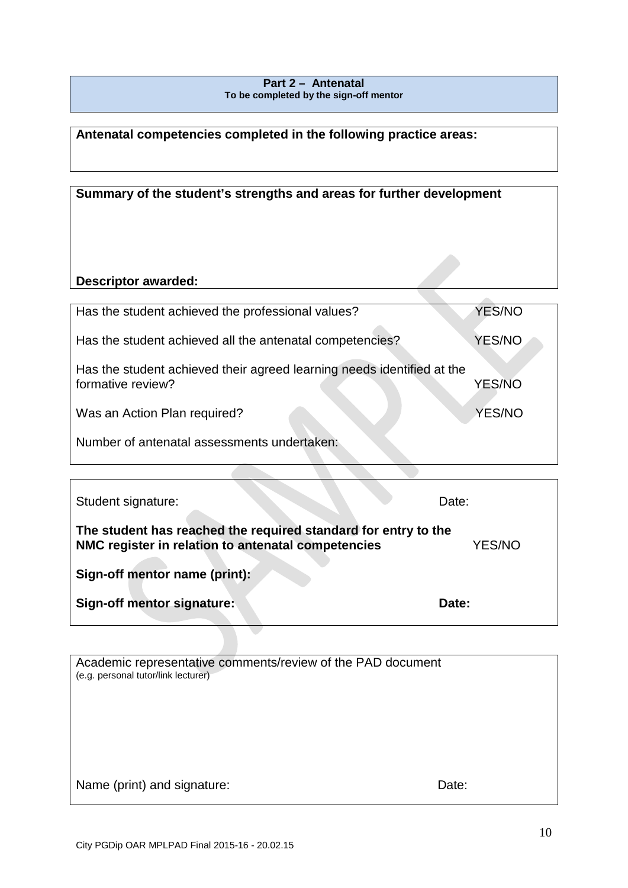**Part 2 – Antenatal**
**To be completed by the sign-off mentor**

**Antenatal competencies completed in the following practice areas:**

**Summary of the student's strengths and areas for further development**

**Descriptor awarded:**

| | |
|---|---|
| Has the student achieved the professional values? | YES/NO |
| Has the student achieved all the antenatal competencies? | YES/NO |
| Has the student achieved their agreed learning needs identified at the formative review? | YES/NO |
| Was an Action Plan required? | YES/NO |
| Number of antenatal assessments undertaken: | |

Student signature: Date:

**The student has reached the required standard for entry to the NMC register in relation to antenatal competencies** YES/NO

**Sign-off mentor name (print):**

**Sign-off mentor signature:** **Date:**

Academic representative comments/review of the PAD document
(e.g. personal tutor/link lecturer)

Name (print) and signature: Date: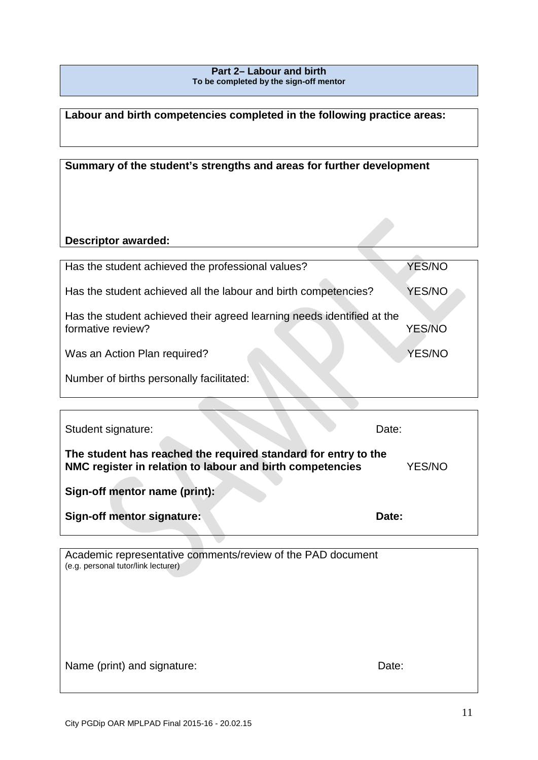**Part 2– Labour and birth**
**To be completed by the sign-off mentor**

**Labour and birth competencies completed in the following practice areas:**

**Summary of the student's strengths and areas for further development**

**Descriptor awarded:**

| | |
|---|---|
| Has the student achieved the professional values? | YES/NO |
| Has the student achieved all the labour and birth competencies? | YES/NO |
| Has the student achieved their agreed learning needs identified at the formative review? | YES/NO |
| Was an Action Plan required? | YES/NO |
| Number of births personally facilitated: | |

Student signature: Date:

**The student has reached the required standard for entry to the NMC register in relation to labour and birth competencies** YES/NO

**Sign-off mentor name (print):**

**Sign-off mentor signature:** **Date:**

Academic representative comments/review of the PAD document
(e.g. personal tutor/link lecturer)

Name (print) and signature: Date: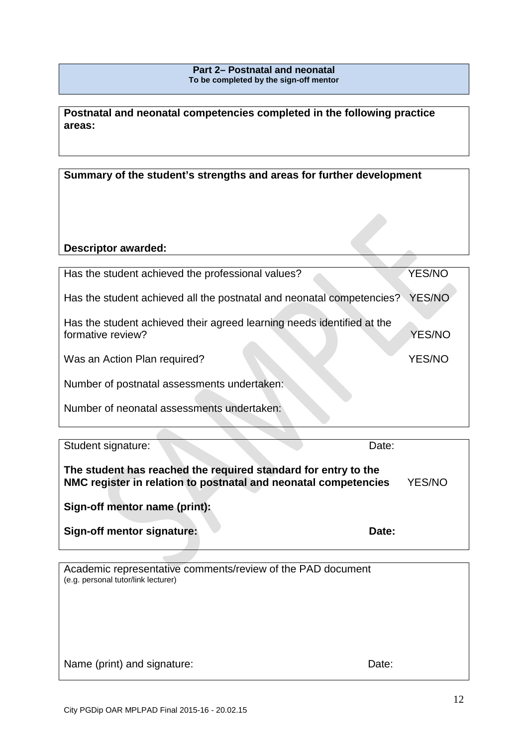**Part 2– Postnatal and neonatal**
**To be completed by the sign-off mentor**

**Postnatal and neonatal competencies completed in the following practice areas:**

**Summary of the student's strengths and areas for further development**

**Descriptor awarded:**

Has the student achieved the professional values? YES/NO

Has the student achieved all the postnatal and neonatal competencies? YES/NO

Has the student achieved their agreed learning needs identified at the formative review? YES/NO

Was an Action Plan required? YES/NO

Number of postnatal assessments undertaken:

Number of neonatal assessments undertaken:

Student signature: Date:

**The student has reached the required standard for entry to the NMC register in relation to postnatal and neonatal competencies** YES/NO

**Sign-off mentor name (print):**

**Sign-off mentor signature:** **Date:**

Academic representative comments/review of the PAD document
(e.g. personal tutor/link lecturer)

Name (print) and signature: Date:

City PGDip OAR MPLPAD Final 2015-16 - 20.02.15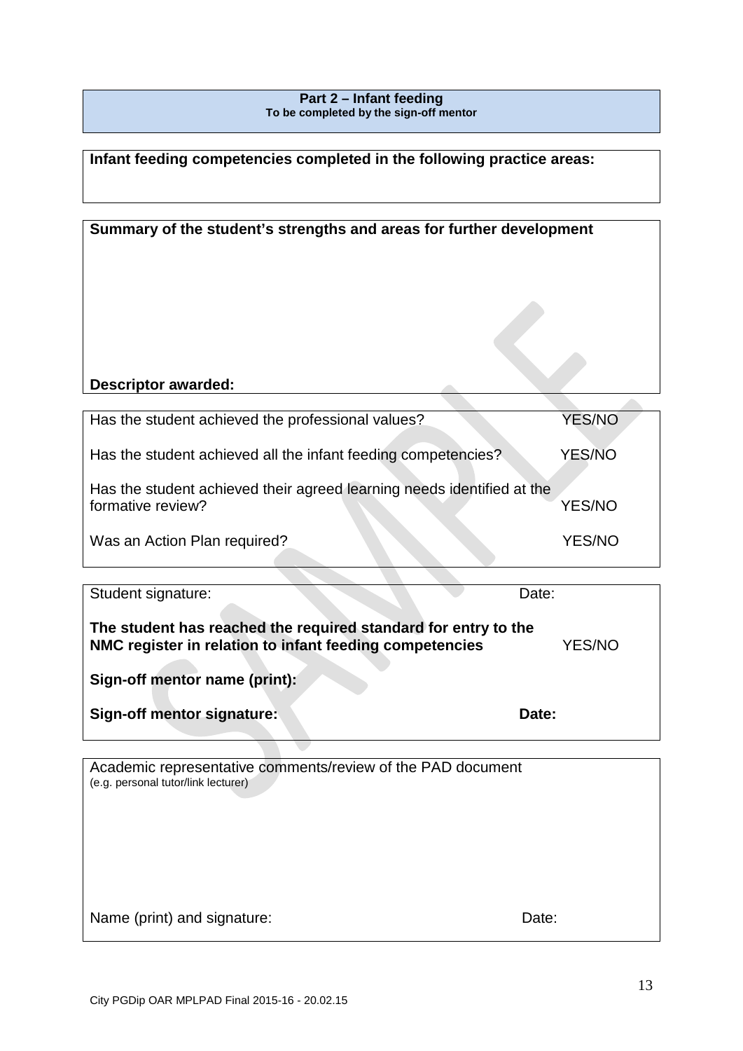## Part 2 – Infant feeding

**To be completed by the sign-off mentor**

**Infant feeding competencies completed in the following practice areas:**

**Summary of the student's strengths and areas for further development**

**Descriptor awarded:**

| | |
|---|---|
| Has the student achieved the professional values? | YES/NO |
| Has the student achieved all the infant feeding competencies? | YES/NO |
| Has the student achieved their agreed learning needs identified at the formative review? | YES/NO |
| Was an Action Plan required? | YES/NO |

Student signature: Date:

**The student has reached the required standard for entry to the NMC register in relation to infant feeding competencies** YES/NO

**Sign-off mentor name (print):**

**Sign-off mentor signature:** **Date:**

Academic representative comments/review of the PAD document
(e.g. personal tutor/link lecturer)

Name (print) and signature: Date: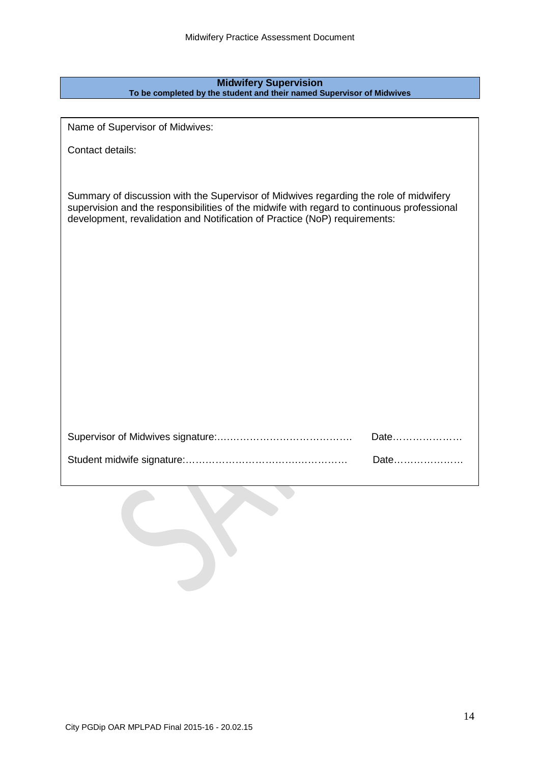## Midwifery Supervision

**To be completed by the student and their named Supervisor of Midwives**

Name of Supervisor of Midwives:

Contact details:

Summary of discussion with the Supervisor of Midwives regarding the role of midwifery supervision and the responsibilities of the midwife with regard to continuous professional development, revalidation and Notification of Practice (NoP) requirements:

Supervisor of Midwives signature:…………………………………… Date…………………

Student midwife signature:…………………………………………… Date…………………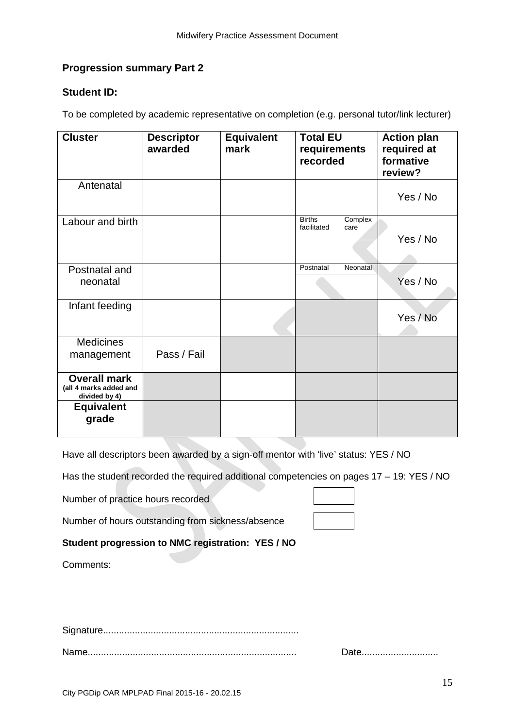## Progression summary Part 2

**Student ID:**

To be completed by academic representative on completion (e.g. personal tutor/link lecturer)

| Cluster | Descriptor awarded | Equivalent mark | Total EU requirements recorded | | Action plan required at formative review? |
|---|---|---|---|---|---|
| Antenatal | | | | | Yes / No |
| Labour and birth | | | Births facilitated | Complex care | Yes / No |
| | | | | | |
| Postnatal and neonatal | | | Postnatal | Neonatal | Yes / No |
| | | | | | |
| Infant feeding | | | | | Yes / No |
| Medicines management | Pass / Fail | | | | |
| **Overall mark** (all 4 marks added and divided by 4) | | | | | |
| **Equivalent grade** | | | | | |

Have all descriptors been awarded by a sign-off mentor with 'live' status: YES / NO

Has the student recorded the required additional competencies on pages 17 – 19: YES / NO

Number of practice hours recorded

Number of hours outstanding from sickness/absence

**Student progression to NMC registration: YES / NO**

Comments:

Signature.........................................................................

Name.............................................................................. Date............................

City PGDip OAR MPLPAD Final 2015-16 - 20.02.15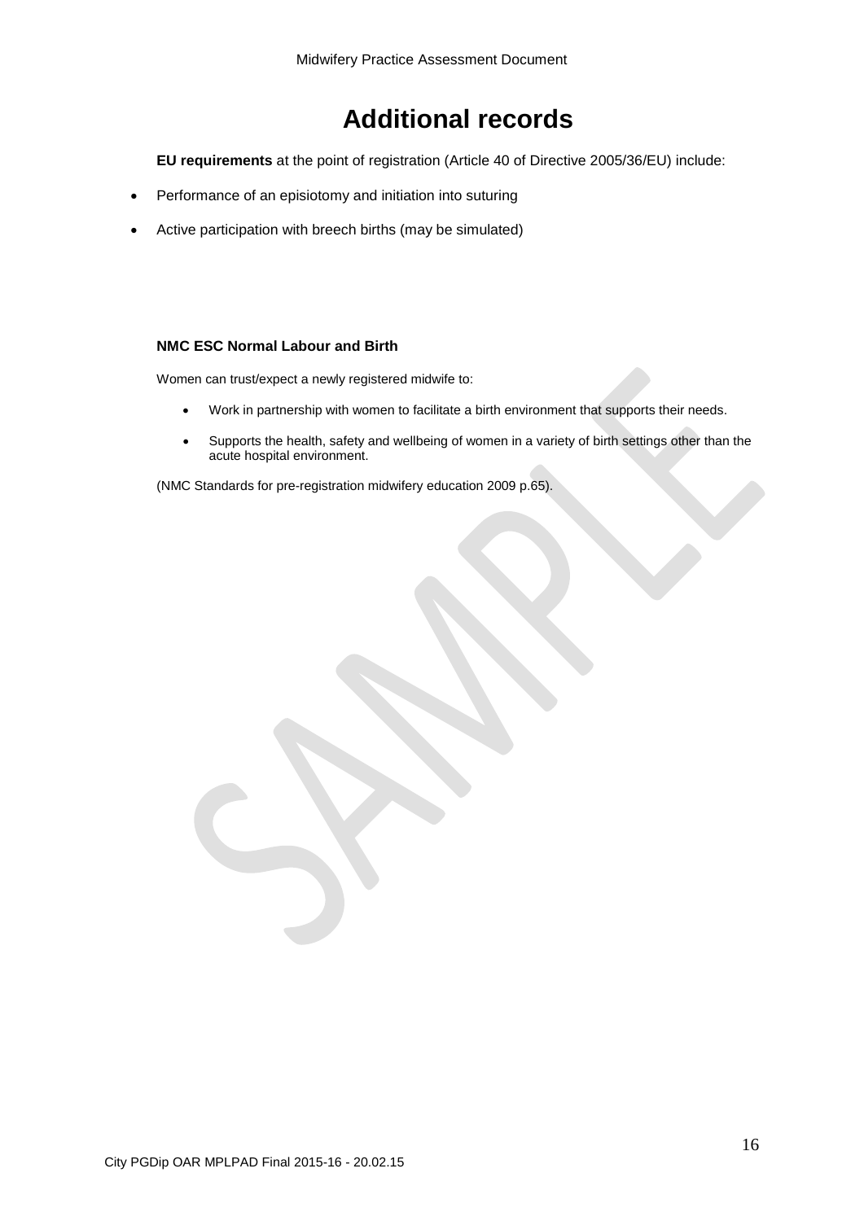# Additional records

**EU requirements** at the point of registration (Article 40 of Directive 2005/36/EU) include:

- Performance of an episiotomy and initiation into suturing
- Active participation with breech births (may be simulated)

**NMC ESC Normal Labour and Birth**

Women can trust/expect a newly registered midwife to:

- Work in partnership with women to facilitate a birth environment that supports their needs.
- Supports the health, safety and wellbeing of women in a variety of birth settings other than the acute hospital environment.

(NMC Standards for pre-registration midwifery education 2009 p.65).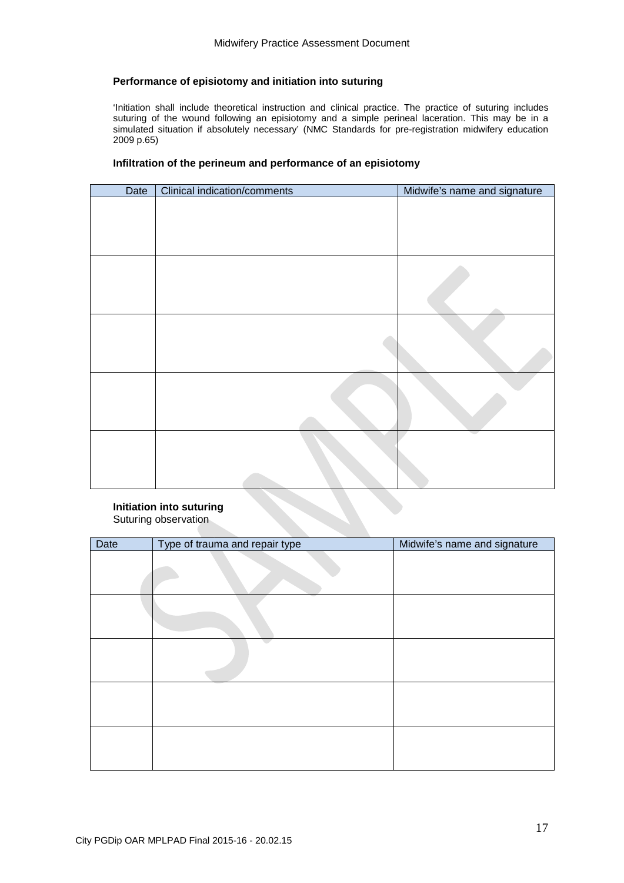### Performance of episiotomy and initiation into suturing

'Initiation shall include theoretical instruction and clinical practice. The practice of suturing includes suturing of the wound following an episiotomy and a simple perineal laceration. This may be in a simulated situation if absolutely necessary' (NMC Standards for pre-registration midwifery education 2009 p.65)

### Infiltration of the perineum and performance of an episiotomy

| Date | Clinical indication/comments | Midwife's name and signature |
|---|---|---|
| | | |
| | | |
| | | |
| | | |
| | | |

### Initiation into suturing

Suturing observation

| Date | Type of trauma and repair type | Midwife's name and signature |
|---|---|---|
| | | |
| | | |
| | | |
| | | |
| | | |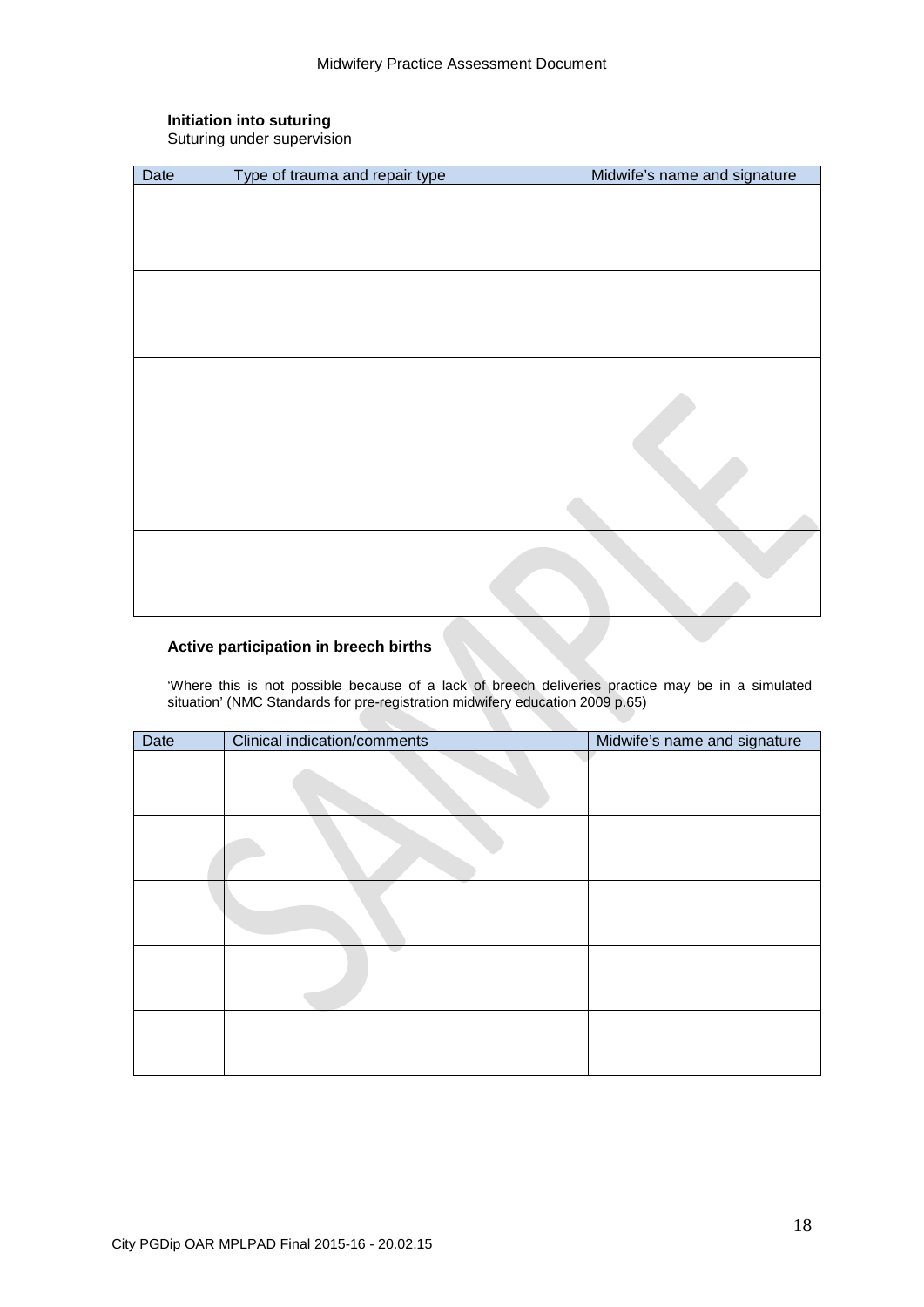**Initiation into suturing**

Suturing under supervision

| Date | Type of trauma and repair type | Midwife's name and signature |
| --- | --- | --- |
| | | |
| | | |
| | | |
| | | |
| | | |

**Active participation in breech births**

'Where this is not possible because of a lack of breech deliveries practice may be in a simulated situation' (NMC Standards for pre-registration midwifery education 2009 p.65)

| Date | Clinical indication/comments | Midwife's name and signature |
| --- | --- | --- |
| | | |
| | | |
| | | |
| | | |
| | | |

City PGDip OAR MPLPAD Final 2015-16 - 20.02.15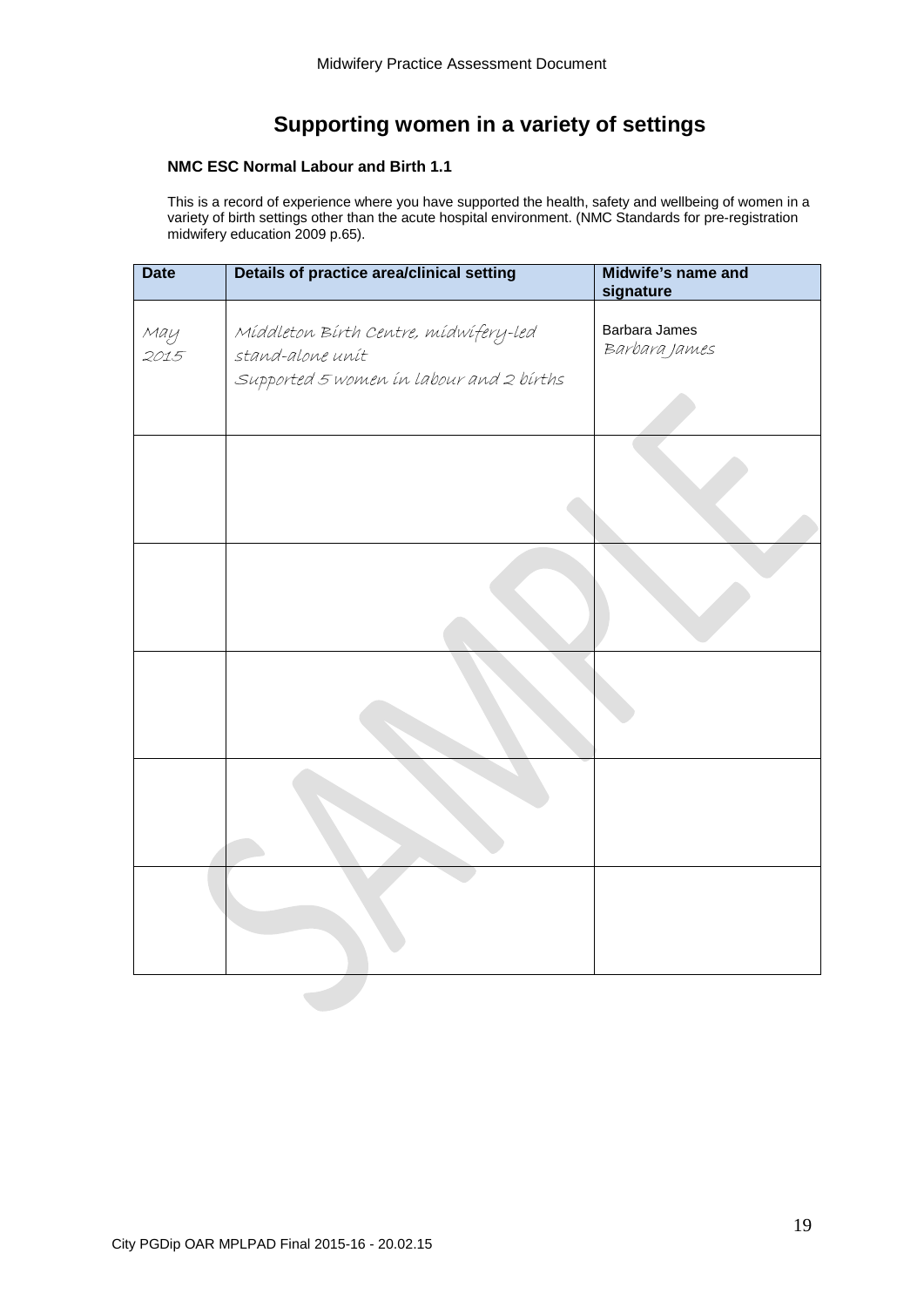# Supporting women in a variety of settings

**NMC ESC Normal Labour and Birth 1.1**

This is a record of experience where you have supported the health, safety and wellbeing of women in a variety of birth settings other than the acute hospital environment. (NMC Standards for pre-registration midwifery education 2009 p.65).

| Date | Details of practice area/clinical setting | Midwife's name and signature |
|---|---|---|
| May 2015 | Middleton Birth Centre, midwifery-led stand-alone unit<br>Supported 5 women in labour and 2 births | Barbara James<br>Barbara James |
| | | |
| | | |
| | | |
| | | |
| | | |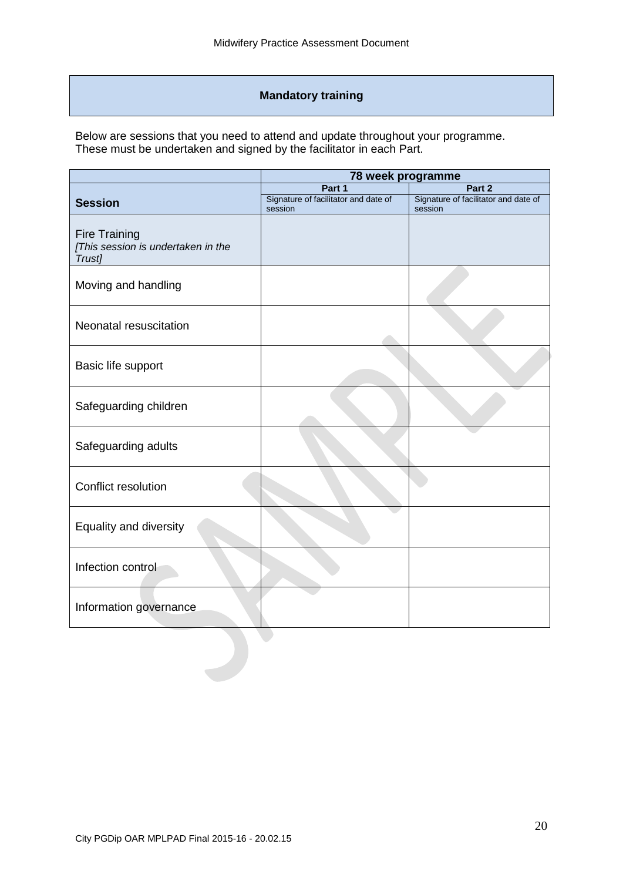## Mandatory training

Below are sessions that you need to attend and update throughout your programme. These must be undertaken and signed by the facilitator in each Part.

| | 78 week programme | |
|---|---|---|
| | Part 1 | Part 2 |
| **Session** | Signature of facilitator and date of session | Signature of facilitator and date of session |
| Fire Training *[This session is undertaken in the Trust]* | | |
| Moving and handling | | |
| Neonatal resuscitation | | |
| Basic life support | | |
| Safeguarding children | | |
| Safeguarding adults | | |
| Conflict resolution | | |
| Equality and diversity | | |
| Infection control | | |
| Information governance | | |